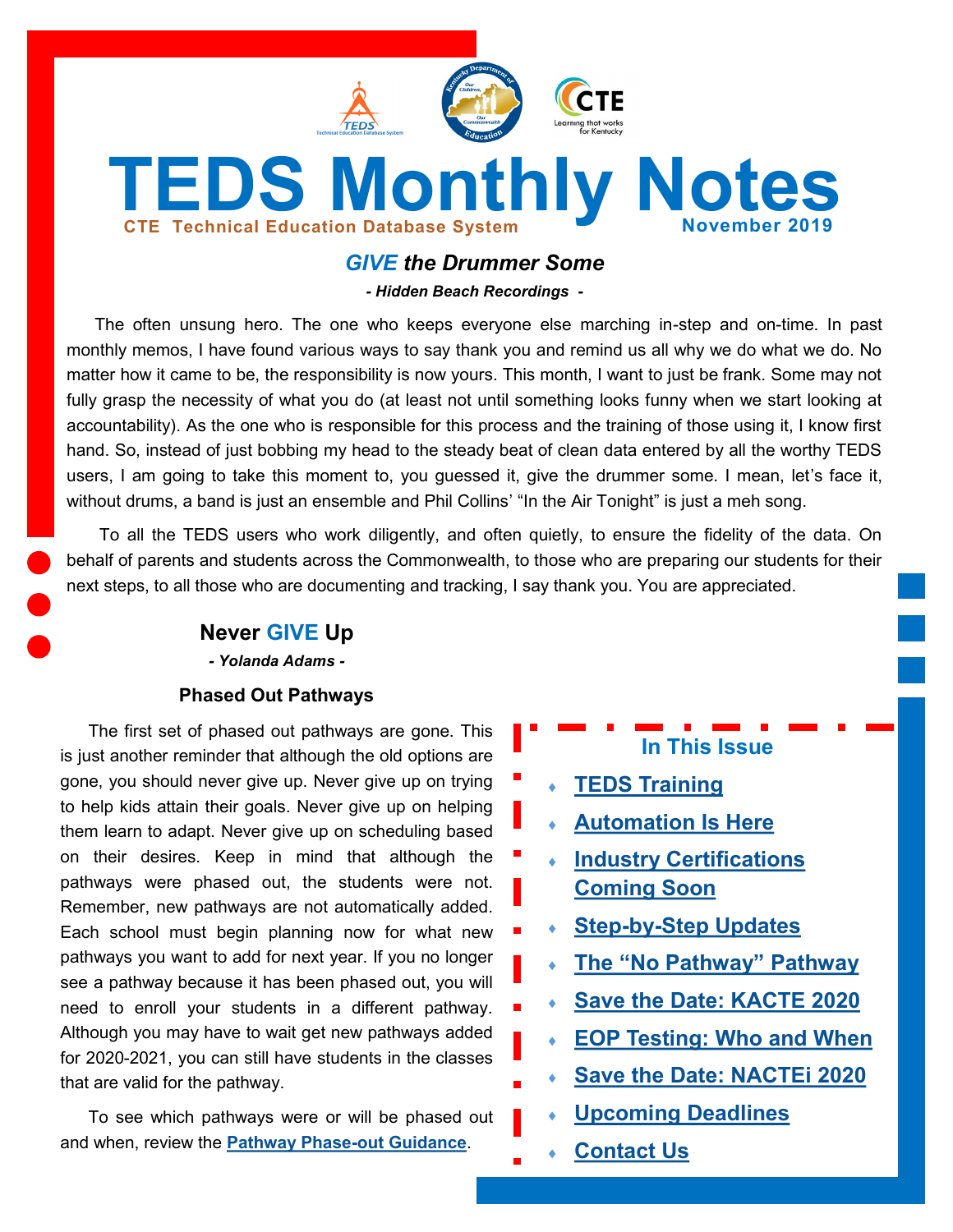# TEDS Monthly Notes

**CTE Technical Education Database System** **November 2019**

## *GIVE the Drummer Some*

***- Hidden Beach Recordings -***

The often unsung hero. The one who keeps everyone else marching in-step and on-time. In past monthly memos, I have found various ways to say thank you and remind us all why we do what we do. No matter how it came to be, the responsibility is now yours. This month, I want to just be frank. Some may not fully grasp the necessity of what you do (at least not until something looks funny when we start looking at accountability). As the one who is responsible for this process and the training of those using it, I know first hand. So, instead of just bobbing my head to the steady beat of clean data entered by all the worthy TEDS users, I am going to take this moment to, you guessed it, give the drummer some. I mean, let's face it, without drums, a band is just an ensemble and Phil Collins' "In the Air Tonight" is just a meh song.

To all the TEDS users who work diligently, and often quietly, to ensure the fidelity of the data. On behalf of parents and students across the Commonwealth, to those who are preparing our students for their next steps, to all those who are documenting and tracking, I say thank you. You are appreciated.

## Never GIVE Up

***- Yolanda Adams -***

### Phased Out Pathways

The first set of phased out pathways are gone. This is just another reminder that although the old options are gone, you should never give up. Never give up on trying to help kids attain their goals. Never give up on helping them learn to adapt. Never give up on scheduling based on their desires. Keep in mind that although the pathways were phased out, the students were not. Remember, new pathways are not automatically added. Each school must begin planning now for what new pathways you want to add for next year. If you no longer see a pathway because it has been phased out, you will need to enroll your students in a different pathway. Although you may have to wait get new pathways added for 2020-2021, you can still have students in the classes that are valid for the pathway.

To see which pathways were or will be phased out and when, review the **Pathway Phase-out Guidance**.

### In This Issue

- **TEDS Training**
- **Automation Is Here**
- **Industry Certifications Coming Soon**
- **Step-by-Step Updates**
- **The "No Pathway" Pathway**
- **Save the Date: KACTE 2020**
- **EOP Testing: Who and When**
- **Save the Date: NACTEi 2020**
- **Upcoming Deadlines**
- **Contact Us**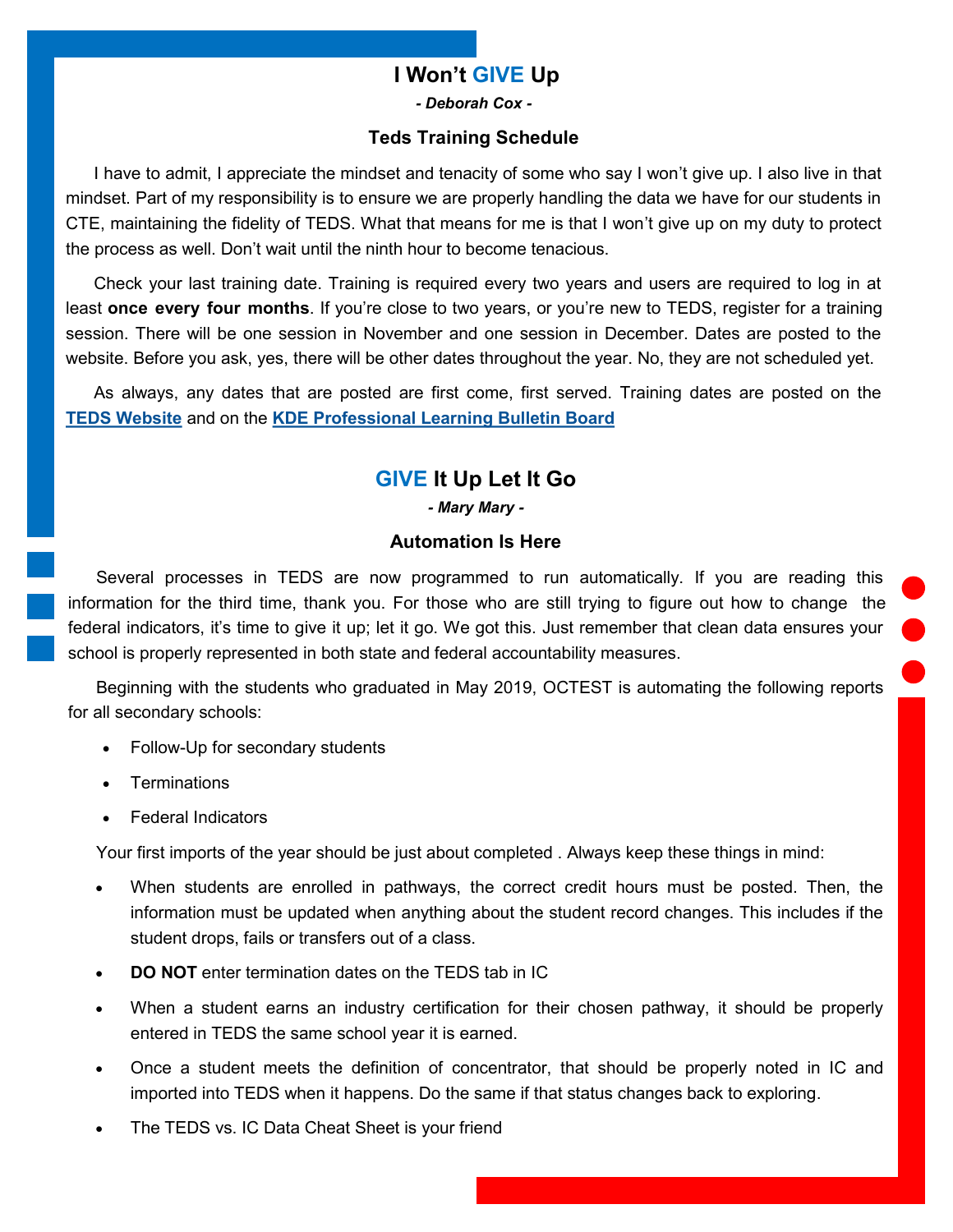## I Won't GIVE Up

***- Deborah Cox -***

### Teds Training Schedule

I have to admit, I appreciate the mindset and tenacity of some who say I won't give up. I also live in that mindset. Part of my responsibility is to ensure we are properly handling the data we have for our students in CTE, maintaining the fidelity of TEDS. What that means for me is that I won't give up on my duty to protect the process as well. Don't wait until the ninth hour to become tenacious.

Check your last training date. Training is required every two years and users are required to log in at least **once every four months**. If you're close to two years, or you're new to TEDS, register for a training session. There will be one session in November and one session in December. Dates are posted to the website. Before you ask, yes, there will be other dates throughout the year. No, they are not scheduled yet.

As always, any dates that are posted are first come, first served. Training dates are posted on the **TEDS Website** and on the **KDE Professional Learning Bulletin Board**

## GIVE It Up Let It Go

***- Mary Mary -***

### Automation Is Here

Several processes in TEDS are now programmed to run automatically. If you are reading this information for the third time, thank you. For those who are still trying to figure out how to change the federal indicators, it's time to give it up; let it go. We got this. Just remember that clean data ensures your school is properly represented in both state and federal accountability measures.

Beginning with the students who graduated in May 2019, OCTEST is automating the following reports for all secondary schools:

- Follow-Up for secondary students
- Terminations
- Federal Indicators

Your first imports of the year should be just about completed . Always keep these things in mind:

- When students are enrolled in pathways, the correct credit hours must be posted. Then, the information must be updated when anything about the student record changes. This includes if the student drops, fails or transfers out of a class.
- **DO NOT** enter termination dates on the TEDS tab in IC
- When a student earns an industry certification for their chosen pathway, it should be properly entered in TEDS the same school year it is earned.
- Once a student meets the definition of concentrator, that should be properly noted in IC and imported into TEDS when it happens. Do the same if that status changes back to exploring.
- The TEDS vs. IC Data Cheat Sheet is your friend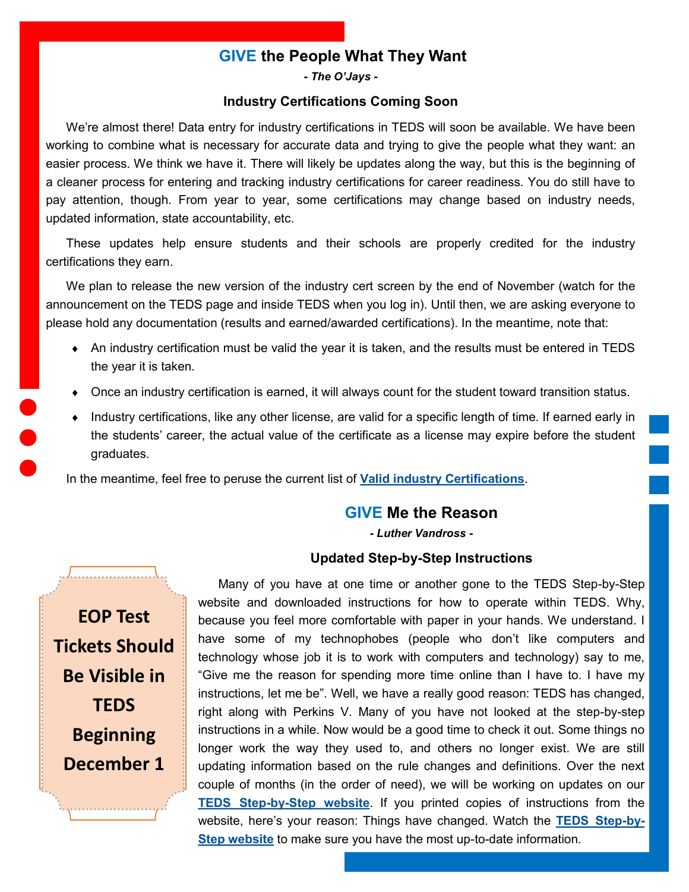## **GIVE** the People What They Want

*- The O'Jays -*

### Industry Certifications Coming Soon

We're almost there! Data entry for industry certifications in TEDS will soon be available. We have been working to combine what is necessary for accurate data and trying to give the people what they want: an easier process. We think we have it. There will likely be updates along the way, but this is the beginning of a cleaner process for entering and tracking industry certifications for career readiness. You do still have to pay attention, though. From year to year, some certifications may change based on industry needs, updated information, state accountability, etc.

These updates help ensure students and their schools are properly credited for the industry certifications they earn.

We plan to release the new version of the industry cert screen by the end of November (watch for the announcement on the TEDS page and inside TEDS when you log in). Until then, we are asking everyone to please hold any documentation (results and earned/awarded certifications). In the meantime, note that:

- An industry certification must be valid the year it is taken, and the results must be entered in TEDS the year it is taken.
- Once an industry certification is earned, it will always count for the student toward transition status.
- Industry certifications, like any other license, are valid for a specific length of time. If earned early in the students' career, the actual value of the certificate as a license may expire before the student graduates.

In the meantime, feel free to peruse the current list of **Valid industry Certifications**.

## **GIVE** Me the Reason

*- Luther Vandross -*

### Updated Step-by-Step Instructions

Many of you have at one time or another gone to the TEDS Step-by-Step website and downloaded instructions for how to operate within TEDS. Why, because you feel more comfortable with paper in your hands. We understand. I have some of my technophobes (people who don't like computers and technology whose job it is to work with computers and technology) say to me, "Give me the reason for spending more time online than I have to. I have my instructions, let me be". Well, we have a really good reason: TEDS has changed, right along with Perkins V. Many of you have not looked at the step-by-step instructions in a while. Now would be a good time to check it out. Some things no longer work the way they used to, and others no longer exist. We are still updating information based on the rule changes and definitions. Over the next couple of months (in the order of need), we will be working on updates on our **TEDS Step-by-Step website**. If you printed copies of instructions from the website, here's your reason: Things have changed. Watch the **TEDS Step-by-Step website** to make sure you have the most up-to-date information.

**EOP Test Tickets Should Be Visible in TEDS Beginning December 1**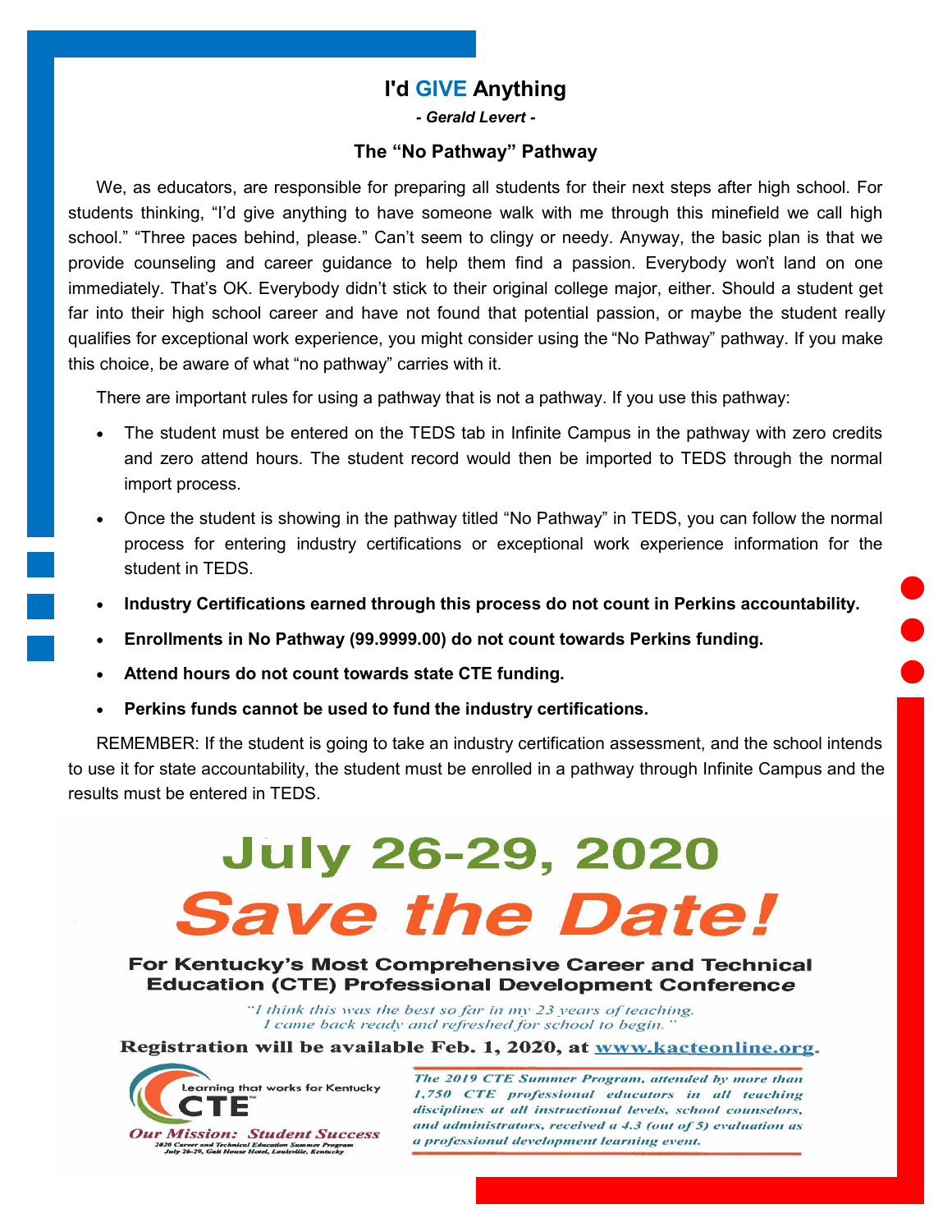# I'd GIVE Anything

*- Gerald Levert -*

## The "No Pathway" Pathway

We, as educators, are responsible for preparing all students for their next steps after high school. For students thinking, "I'd give anything to have someone walk with me through this minefield we call high school." "Three paces behind, please." Can't seem to clingy or needy. Anyway, the basic plan is that we provide counseling and career guidance to help them find a passion. Everybody won't land on one immediately. That's OK. Everybody didn't stick to their original college major, either. Should a student get far into their high school career and have not found that potential passion, or maybe the student really qualifies for exceptional work experience, you might consider using the "No Pathway" pathway. If you make this choice, be aware of what "no pathway" carries with it.

There are important rules for using a pathway that is not a pathway. If you use this pathway:

- The student must be entered on the TEDS tab in Infinite Campus in the pathway with zero credits and zero attend hours. The student record would then be imported to TEDS through the normal import process.
- Once the student is showing in the pathway titled "No Pathway" in TEDS, you can follow the normal process for entering industry certifications or exceptional work experience information for the student in TEDS.
- **Industry Certifications earned through this process do not count in Perkins accountability.**
- **Enrollments in No Pathway (99.9999.00) do not count towards Perkins funding.**
- **Attend hours do not count towards state CTE funding.**
- **Perkins funds cannot be used to fund the industry certifications.**

REMEMBER: If the student is going to take an industry certification assessment, and the school intends to use it for state accountability, the student must be enrolled in a pathway through Infinite Campus and the results must be entered in TEDS.

# July 26-29, 2020

# *Save the Date!*

**For Kentucky's Most Comprehensive Career and Technical Education (CTE) Professional Development Conference**

*"I think this was the best so far in my 23 years of teaching. I came back ready and refreshed for school to begin."*

**Registration will be available Feb. 1, 2020, at www.kacteonline.org.**

Learning that works for Kentucky CTE

*Our Mission: Student Success*

*2020 Career and Technical Education Summer Program*
*July 26-29, Galt House Hotel, Louisville, Kentucky*

*The 2019 CTE Summer Program, attended by more than 1,750 CTE professional educators in all teaching disciplines at all instructional levels, school counselors, and administrators, received a 4.3 (out of 5) evaluation as a professional development learning event.*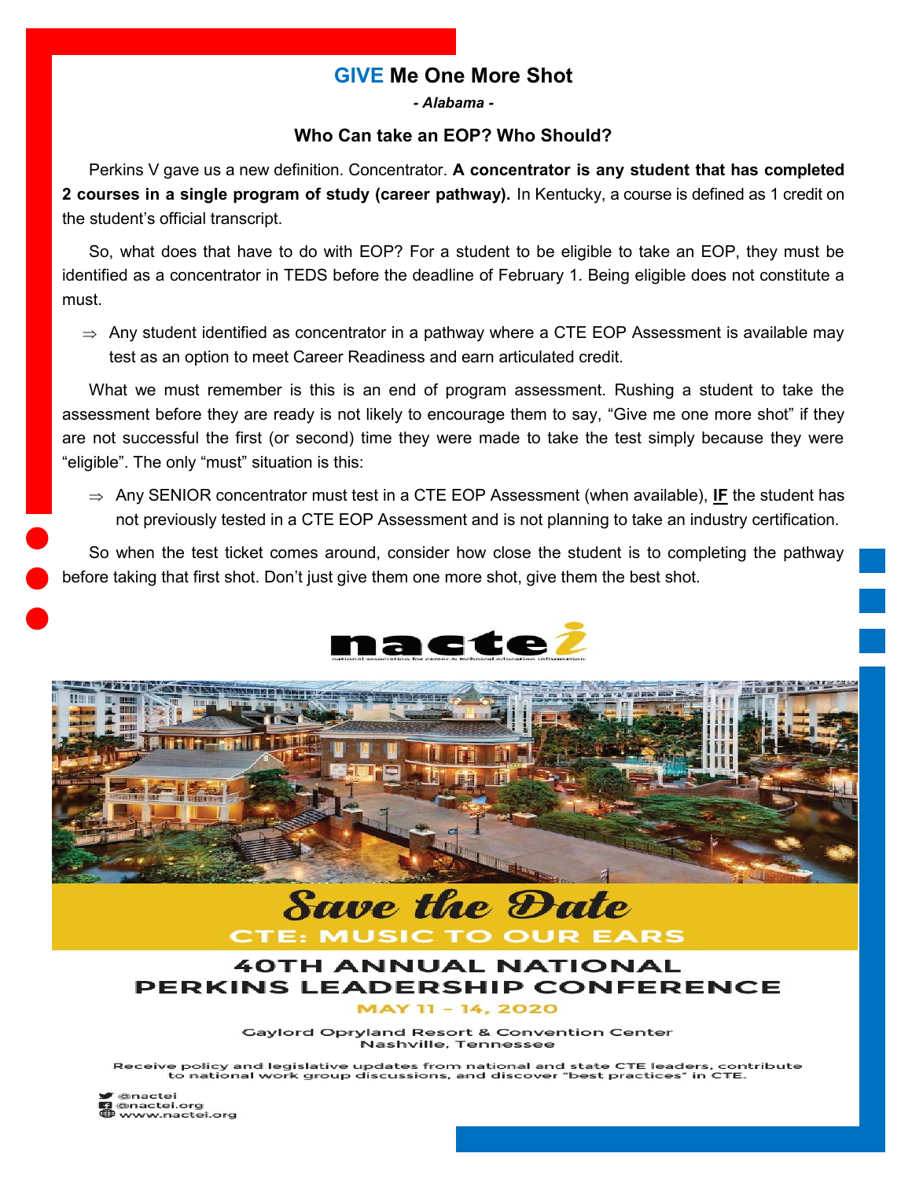## GIVE Me One More Shot

*- Alabama -*

### Who Can take an EOP? Who Should?

Perkins V gave us a new definition. Concentrator. **A concentrator is any student that has completed 2 courses in a single program of study (career pathway).** In Kentucky, a course is defined as 1 credit on the student's official transcript.

So, what does that have to do with EOP? For a student to be eligible to take an EOP, they must be identified as a concentrator in TEDS before the deadline of February 1. Being eligible does not constitute a must.

⇒ Any student identified as concentrator in a pathway where a CTE EOP Assessment is available may test as an option to meet Career Readiness and earn articulated credit.

What we must remember is this is an end of program assessment. Rushing a student to take the assessment before they are ready is not likely to encourage them to say, "Give me one more shot" if they are not successful the first (or second) time they were made to take the test simply because they were "eligible". The only "must" situation is this:

⇒ Any SENIOR concentrator must test in a CTE EOP Assessment (when available), **IF** the student has not previously tested in a CTE EOP Assessment and is not planning to take an industry certification.

So when the test ticket comes around, consider how close the student is to completing the pathway before taking that first shot. Don't just give them one more shot, give them the best shot.

nactei
national association for career & technical education information

## Save the Date

**CTE: MUSIC TO OUR EARS**

### 40TH ANNUAL NATIONAL PERKINS LEADERSHIP CONFERENCE

**MAY 11 – 14, 2020**

Gaylord Opryland Resort & Convention Center
Nashville, Tennessee

Receive policy and legislative updates from national and state CTE leaders, contribute to national work group discussions, and discover "best practices" in CTE.

@nactei
@nactei.org
www.nactei.org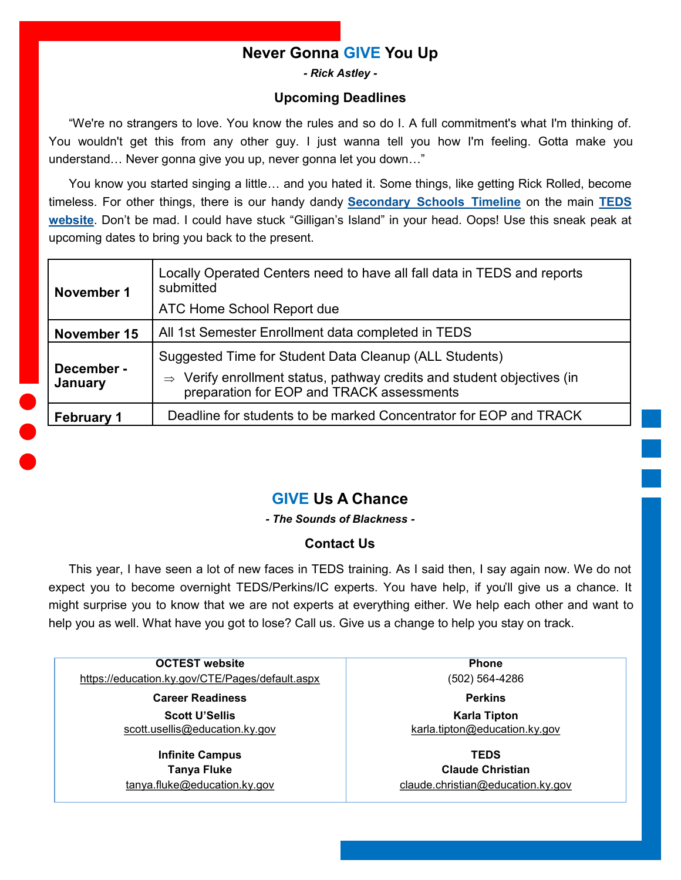## Never Gonna GIVE You Up

***- Rick Astley -***

### Upcoming Deadlines

"We're no strangers to love. You know the rules and so do I. A full commitment's what I'm thinking of. You wouldn't get this from any other guy. I just wanna tell you how I'm feeling. Gotta make you understand… Never gonna give you up, never gonna let you down…"

You know you started singing a little… and you hated it. Some things, like getting Rick Rolled, become timeless. For other things, there is our handy dandy **Secondary Schools Timeline** on the main **TEDS website**. Don't be mad. I could have stuck "Gilligan's Island" in your head. Oops! Use this sneak peak at upcoming dates to bring you back to the present.

| | |
|---|---|
| **November 1** | Locally Operated Centers need to have all fall data in TEDS and reports submitted<br><br>ATC Home School Report due |
| **November 15** | All 1st Semester Enrollment data completed in TEDS |
| **December - January** | Suggested Time for Student Data Cleanup (ALL Students)<br>⇒ Verify enrollment status, pathway credits and student objectives (in preparation for EOP and TRACK assessments |
| **February 1** | Deadline for students to be marked Concentrator for EOP and TRACK |

## GIVE Us A Chance

***- The Sounds of Blackness -***

### Contact Us

This year, I have seen a lot of new faces in TEDS training. As I said then, I say again now. We do not expect you to become overnight TEDS/Perkins/IC experts. You have help, if you'll give us a chance. It might surprise you to know that we are not experts at everything either. We help each other and want to help you as well. What have you got to lose? Call us. Give us a change to help you stay on track.

| | |
|---|---|
| **OCTEST website**<br>https://education.ky.gov/CTE/Pages/default.aspx | **Phone**<br>(502) 564-4286 |
| **Career Readiness**<br>**Scott U'Sellis**<br>scott.usellis@education.ky.gov | **Perkins**<br>**Karla Tipton**<br>karla.tipton@education.ky.gov |
| **Infinite Campus**<br>**Tanya Fluke**<br>tanya.fluke@education.ky.gov | **TEDS**<br>**Claude Christian**<br>claude.christian@education.ky.gov |